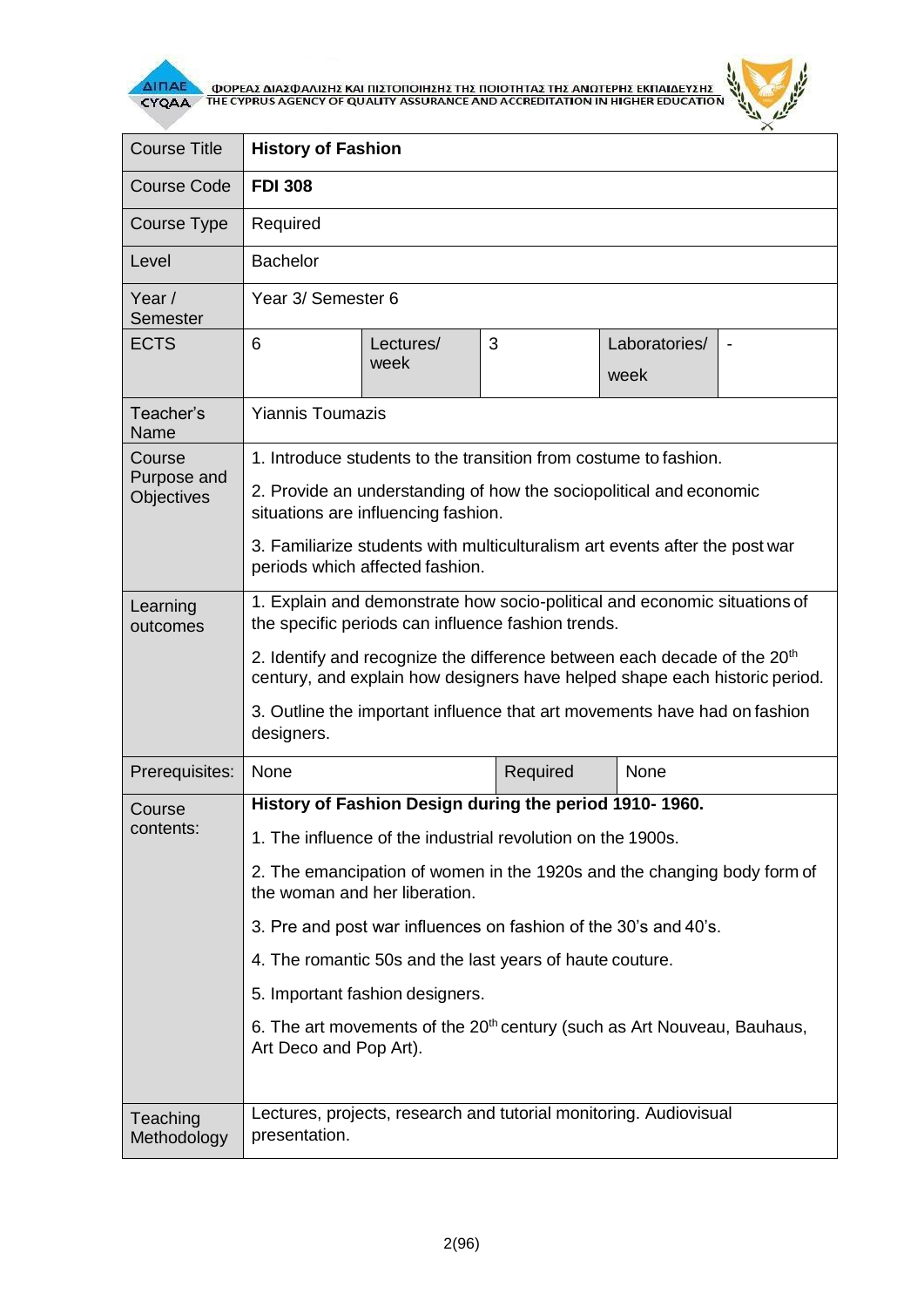| Course Title | **History of Fashion** | | | | |
|---|---|---|---|---|---|
| Course Code | **FDI 308** | | | | |
| Course Type | Required | | | | |
| Level | Bachelor | | | | |
| Year / Semester | Year 3/ Semester 6 | | | | |
| ECTS | 6 | Lectures/ week | 3 | Laboratories/ week | - |
| Teacher's Name | Yiannis Toumazis | | | | |
| Course Purpose and Objectives | 1. Introduce students to the transition from costume to fashion.<br>2. Provide an understanding of how the sociopolitical and economic situations are influencing fashion.<br>3. Familiarize students with multiculturalism art events after the post war periods which affected fashion. | | | | |
| Learning outcomes | 1. Explain and demonstrate how socio-political and economic situations of the specific periods can influence fashion trends.<br>2. Identify and recognize the difference between each decade of the 20th century, and explain how designers have helped shape each historic period.<br>3. Outline the important influence that art movements have had on fashion designers. | | | | |
| Prerequisites: | None | | Required | None | |
| Course contents: | **History of Fashion Design during the period 1910- 1960.**<br>1. The influence of the industrial revolution on the 1900s.<br>2. The emancipation of women in the 1920s and the changing body form of the woman and her liberation.<br>3. Pre and post war influences on fashion of the 30's and 40's.<br>4. The romantic 50s and the last years of haute couture.<br>5. Important fashion designers.<br>6. The art movements of the 20th century (such as Art Nouveau, Bauhaus, Art Deco and Pop Art). | | | | |
| Teaching Methodology | Lectures, projects, research and tutorial monitoring. Audiovisual presentation. | | | | |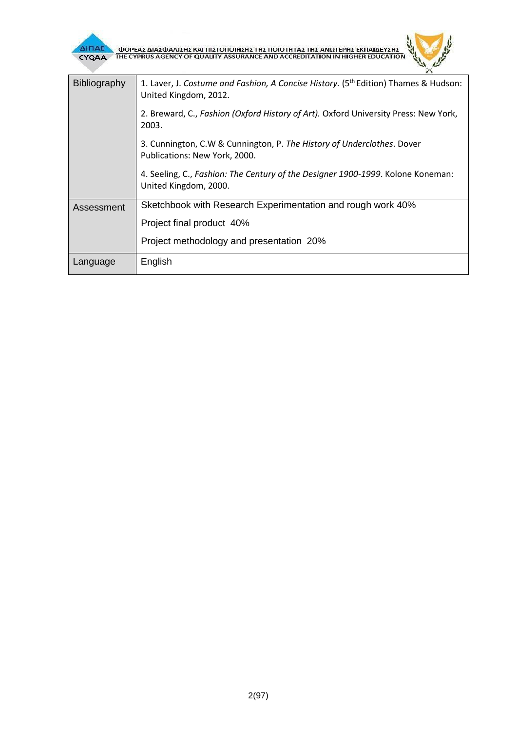| | |
|---|---|
| Bibliography | 1. Laver, J. *Costume and Fashion, A Concise History.* (5th Edition) Thames & Hudson: United Kingdom, 2012.<br><br>2. Breward, C., *Fashion (Oxford History of Art).* Oxford University Press: New York, 2003.<br><br>3. Cunnington, C.W & Cunnington, P. *The History of Underclothes*. Dover Publications: New York, 2000.<br><br>4. Seeling, C., *Fashion: The Century of the Designer 1900-1999*. Kolone Koneman: United Kingdom, 2000. |
| Assessment | Sketchbook with Research Experimentation and rough work 40%<br><br>Project final product 40%<br><br>Project methodology and presentation 20% |
| Language | English |